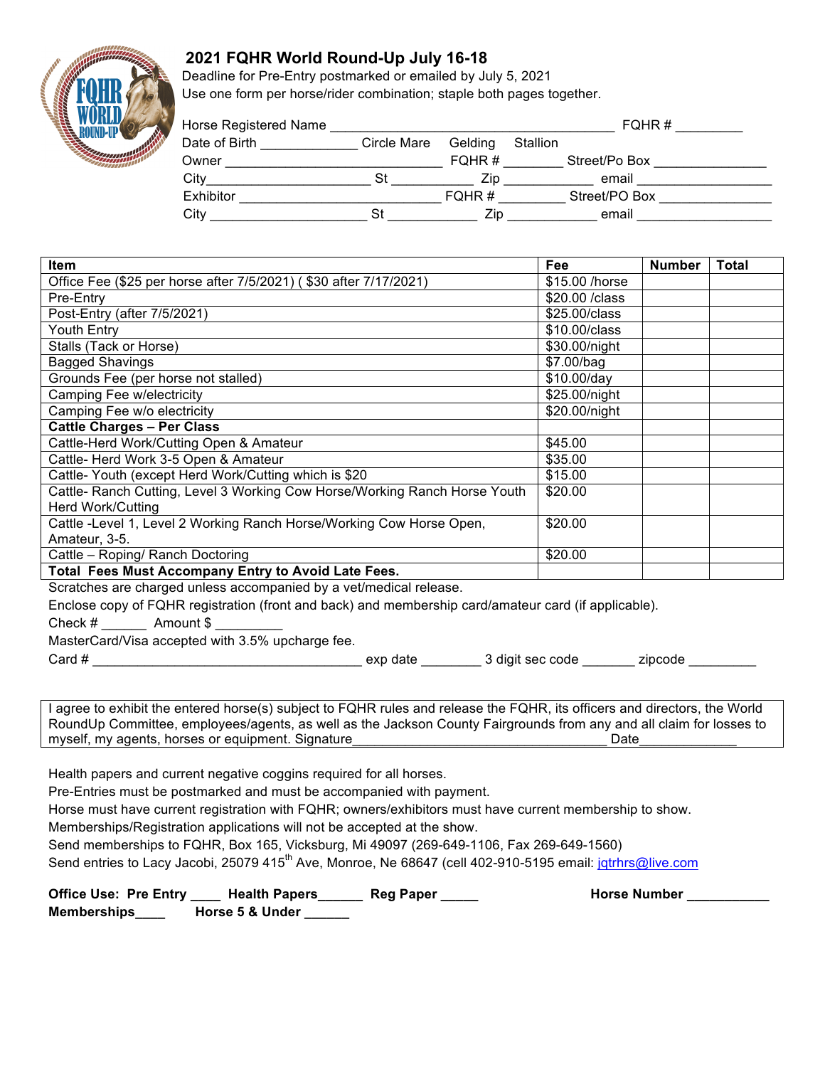# 2021 FQHR World Round-Up July 16-18

Deadline for Pre-Entry postmarked or emailed by July 5, 2021

Use one form per horse/rider combination; staple both pages together.

Horse Registered Name ________________________________________ FQHR # _________

Date of Birth _____________ Circle Mare Gelding Stallion

Owner ______________________________ FQHR # ________ Street/Po Box _______________

City_____________________ St ___________ Zip ____________ email __________________

Exhibitor ____________________________ FQHR # ________ Street/PO Box _______________

City _____________________ St ____________ Zip ____________ email __________________

| Item | Fee | Number | Total |
|---|---|---|---|
| Office Fee ($25 per horse after 7/5/2021) ( $30 after 7/17/2021) | $15.00 /horse | | |
| Pre-Entry | $20.00 /class | | |
| Post-Entry (after 7/5/2021) | $25.00/class | | |
| Youth Entry | $10.00/class | | |
| Stalls (Tack or Horse) | $30.00/night | | |
| Bagged Shavings | $7.00/bag | | |
| Grounds Fee (per horse not stalled) | $10.00/day | | |
| Camping Fee w/electricity | $25.00/night | | |
| Camping Fee w/o electricity | $20.00/night | | |
| **Cattle Charges – Per Class** | | | |
| Cattle-Herd Work/Cutting Open & Amateur | $45.00 | | |
| Cattle- Herd Work 3-5 Open & Amateur | $35.00 | | |
| Cattle- Youth (except Herd Work/Cutting which is $20 | $15.00 | | |
| Cattle- Ranch Cutting, Level 3 Working Cow Horse/Working Ranch Horse Youth Herd Work/Cutting | $20.00 | | |
| Cattle -Level 1, Level 2 Working Ranch Horse/Working Cow Horse Open, Amateur, 3-5. | $20.00 | | |
| Cattle – Roping/ Ranch Doctoring | $20.00 | | |
| **Total Fees Must Accompany Entry to Avoid Late Fees.** | | | |

Scratches are charged unless accompanied by a vet/medical release.

Enclose copy of FQHR registration (front and back) and membership card/amateur card (if applicable).

Check # ______ Amount $ _________

MasterCard/Visa accepted with 3.5% upcharge fee.

Card # ____________________________________ exp date ________ 3 digit sec code _______ zipcode _________

I agree to exhibit the entered horse(s) subject to FQHR rules and release the FQHR, its officers and directors, the World RoundUp Committee, employees/agents, as well as the Jackson County Fairgrounds from any and all claim for losses to myself, my agents, horses or equipment. Signature_________________________________ Date_____________

Health papers and current negative coggins required for all horses.

Pre-Entries must be postmarked and must be accompanied with payment.

Horse must have current registration with FQHR; owners/exhibitors must have current membership to show.

Memberships/Registration applications will not be accepted at the show.

Send memberships to FQHR, Box 165, Vicksburg, Mi 49097 (269-649-1106, Fax 269-649-1560)

Send entries to Lacy Jacobi, 25079 415th Ave, Monroe, Ne 68647 (cell 402-910-5195 email: jqtrhrs@live.com

**Office Use: Pre Entry ____ Health Papers______ Reg Paper _____ Horse Number ___________**

**Memberships____ Horse 5 & Under ______**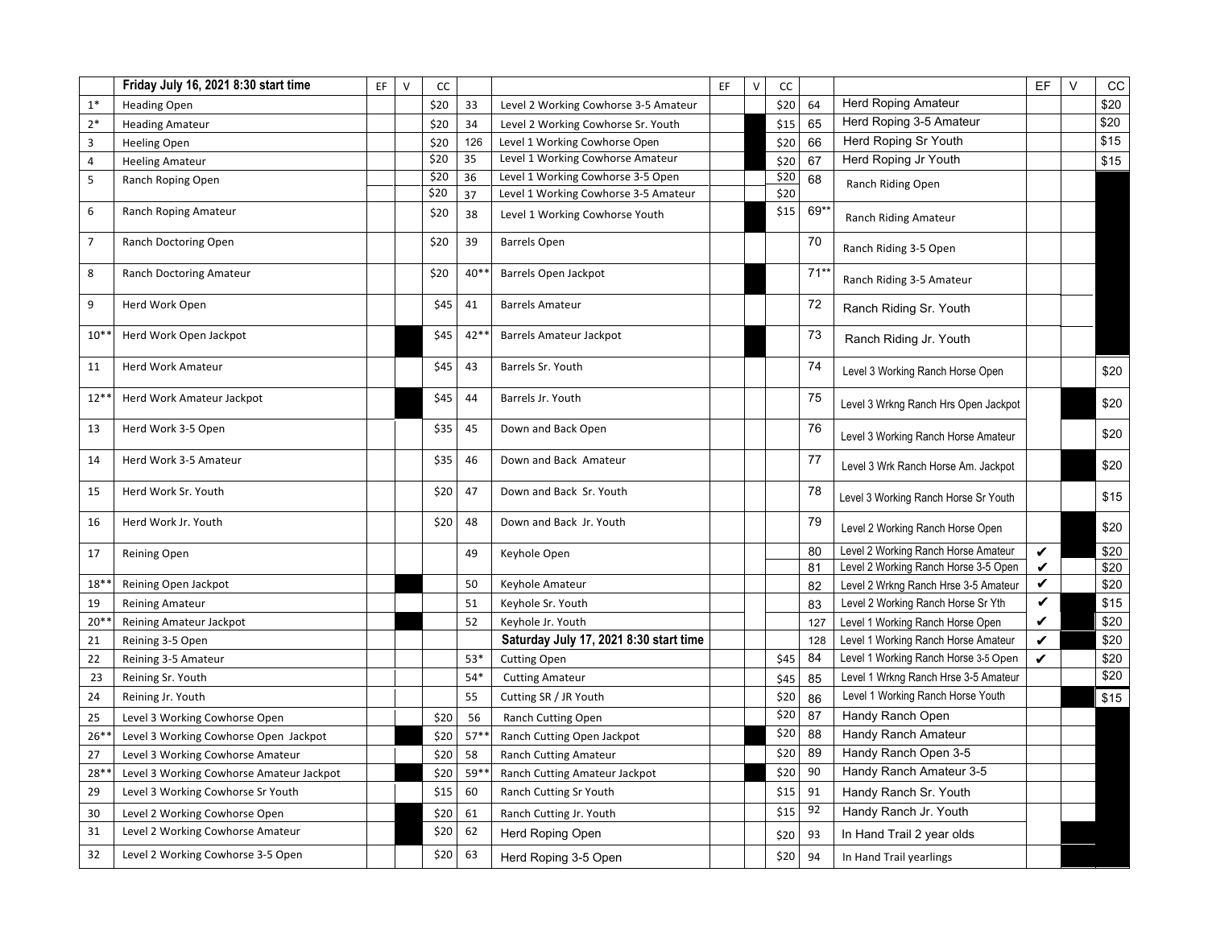| | Friday July 16, 2021 8:30 start time | EF | V | CC | | | EF | V | CC | | | EF | V | CC |
|---|---|---|---|---|---|---|---|---|---|---|---|---|---|---|
| 1* | Heading Open | | | $20 | 33 | Level 2 Working Cowhorse 3-5 Amateur | | | $20 | 64 | Herd Roping Amateur | | | $20 |
| 2* | Heading Amateur | | | $20 | 34 | Level 2 Working Cowhorse Sr. Youth | | | $15 | 65 | Herd Roping 3-5 Amateur | | | $20 |
| 3 | Heeling Open | | | $20 | 126 | Level 1 Working Cowhorse Open | | | $20 | 66 | Herd Roping Sr Youth | | | $15 |
| 4 | Heeling Amateur | | | $20 | 35 | Level 1 Working Cowhorse Amateur | | | $20 | 67 | Herd Roping Jr Youth | | | $15 |
| 5 | Ranch Roping Open | | | $20 | 36 | Level 1 Working Cowhorse 3-5 Open | | | $20 | 68 | Ranch Riding Open | | | |
| | | | | $20 | 37 | Level 1 Working Cowhorse 3-5 Amateur | | | $20 | | | | | |
| 6 | Ranch Roping Amateur | | | $20 | 38 | Level 1 Working Cowhorse Youth | | | $15 | 69** | Ranch Riding Amateur | | | |
| 7 | Ranch Doctoring Open | | | $20 | 39 | Barrels Open | | | | 70 | Ranch Riding 3-5 Open | | | |
| 8 | Ranch Doctoring Amateur | | | $20 | 40** | Barrels Open Jackpot | | | | 71** | Ranch Riding 3-5 Amateur | | | |
| 9 | Herd Work Open | | | $45 | 41 | Barrels Amateur | | | | 72 | Ranch Riding Sr. Youth | | | |
| 10** | Herd Work Open Jackpot | | | $45 | 42** | Barrels Amateur Jackpot | | | | 73 | Ranch Riding Jr. Youth | | | |
| 11 | Herd Work Amateur | | | $45 | 43 | Barrels Sr. Youth | | | | 74 | Level 3 Working Ranch Horse Open | | | $20 |
| 12** | Herd Work Amateur Jackpot | | | $45 | 44 | Barrels Jr. Youth | | | | 75 | Level 3 Wrkng Ranch Hrs Open Jackpot | | | $20 |
| 13 | Herd Work 3-5 Open | | | $35 | 45 | Down and Back Open | | | | 76 | Level 3 Working Ranch Horse Amateur | | | $20 |
| 14 | Herd Work 3-5 Amateur | | | $35 | 46 | Down and Back Amateur | | | | 77 | Level 3 Wrk Ranch Horse Am. Jackpot | | | $20 |
| 15 | Herd Work Sr. Youth | | | $20 | 47 | Down and Back Sr. Youth | | | | 78 | Level 3 Working Ranch Horse Sr Youth | | | $15 |
| 16 | Herd Work Jr. Youth | | | $20 | 48 | Down and Back Jr. Youth | | | | 79 | Level 2 Working Ranch Horse Open | | | $20 |
| 17 | Reining Open | | | | 49 | Keyhole Open | | | | 80 | Level 2 Working Ranch Horse Amateur | ✔ | | $20 |
| | | | | | | | | | | 81 | Level 2 Working Ranch Horse 3-5 Open | ✔ | | $20 |
| 18** | Reining Open Jackpot | | | | 50 | Keyhole Amateur | | | | 82 | Level 2 Wrkng Ranch Hrse 3-5 Amateur | ✔ | | $20 |
| 19 | Reining Amateur | | | | 51 | Keyhole Sr. Youth | | | | 83 | Level 2 Working Ranch Horse Sr Yth | ✔ | | $15 |
| 20** | Reining Amateur Jackpot | | | | 52 | Keyhole Jr. Youth | | | | 127 | Level 1 Working Ranch Horse Open | ✔ | | $20 |
| 21 | Reining 3-5 Open | | | | | **Saturday July 17, 2021 8:30 start time** | | | | 128 | Level 1 Working Ranch Horse Amateur | ✔ | | $20 |
| 22 | Reining 3-5 Amateur | | | | 53* | Cutting Open | | | $45 | 84 | Level 1 Working Ranch Horse 3-5 Open | ✔ | | $20 |
| 23 | Reining Sr. Youth | | | | 54* | Cutting Amateur | | | $45 | 85 | Level 1 Wrkng Ranch Hrse 3-5 Amateur | | | $20 |
| 24 | Reining Jr. Youth | | | | 55 | Cutting SR / JR Youth | | | $20 | 86 | Level 1 Working Ranch Horse Youth | | | $15 |
| 25 | Level 3 Working Cowhorse Open | | | $20 | 56 | Ranch Cutting Open | | | $20 | 87 | Handy Ranch Open | | | |
| 26** | Level 3 Working Cowhorse Open Jackpot | | | $20 | 57** | Ranch Cutting Open Jackpot | | | $20 | 88 | Handy Ranch Amateur | | | |
| 27 | Level 3 Working Cowhorse Amateur | | | $20 | 58 | Ranch Cutting Amateur | | | $20 | 89 | Handy Ranch Open 3-5 | | | |
| 28** | Level 3 Working Cowhorse Amateur Jackpot | | | $20 | 59** | Ranch Cutting Amateur Jackpot | | | $20 | 90 | Handy Ranch Amateur 3-5 | | | |
| 29 | Level 3 Working Cowhorse Sr Youth | | | $15 | 60 | Ranch Cutting Sr Youth | | | $15 | 91 | Handy Ranch Sr. Youth | | | |
| 30 | Level 2 Working Cowhorse Open | | | $20 | 61 | Ranch Cutting Jr. Youth | | | $15 | 92 | Handy Ranch Jr. Youth | | | |
| 31 | Level 2 Working Cowhorse Amateur | | | $20 | 62 | Herd Roping Open | | | $20 | 93 | In Hand Trail 2 year olds | | | |
| 32 | Level 2 Working Cowhorse 3-5 Open | | | $20 | 63 | Herd Roping 3-5 Open | | | $20 | 94 | In Hand Trail yearlings | | | |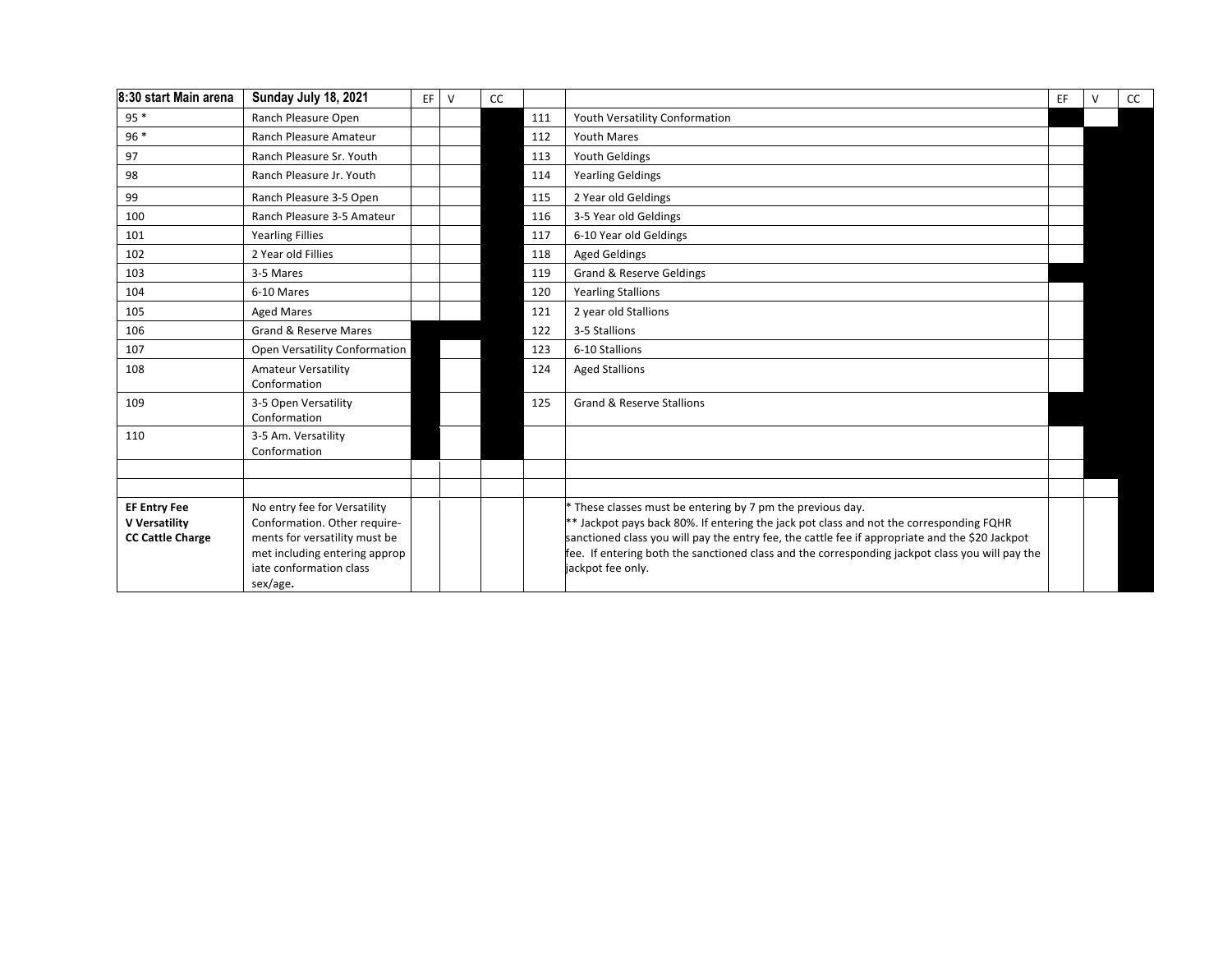| 8:30 start Main arena | Sunday July 18, 2021 | EF | V | CC | | | EF | V | CC |
|---|---|---|---|---|---|---|---|---|---|
| 95 * | Ranch Pleasure Open | | | | 111 | Youth Versatility Conformation | | | |
| 96 * | Ranch Pleasure Amateur | | | | 112 | Youth Mares | | | |
| 97 | Ranch Pleasure Sr. Youth | | | | 113 | Youth Geldings | | | |
| 98 | Ranch Pleasure Jr. Youth | | | | 114 | Yearling Geldings | | | |
| 99 | Ranch Pleasure 3-5 Open | | | | 115 | 2 Year old Geldings | | | |
| 100 | Ranch Pleasure 3-5 Amateur | | | | 116 | 3-5 Year old Geldings | | | |
| 101 | Yearling Fillies | | | | 117 | 6-10 Year old Geldings | | | |
| 102 | 2 Year old Fillies | | | | 118 | Aged Geldings | | | |
| 103 | 3-5 Mares | | | | 119 | Grand & Reserve Geldings | | | |
| 104 | 6-10 Mares | | | | 120 | Yearling Stallions | | | |
| 105 | Aged Mares | | | | 121 | 2 year old Stallions | | | |
| 106 | Grand & Reserve Mares | | | | 122 | 3-5 Stallions | | | |
| 107 | Open Versatility Conformation | | | | 123 | 6-10 Stallions | | | |
| 108 | Amateur Versatility Conformation | | | | 124 | Aged Stallions | | | |
| 109 | 3-5 Open Versatility Conformation | | | | 125 | Grand & Reserve Stallions | | | |
| 110 | 3-5 Am. Versatility Conformation | | | | | | | | |
| | | | | | | | | | |
| | | | | | | | | | |
| **EF Entry Fee**<br>**V Versatility**<br>**CC Cattle Charge** | No entry fee for Versatility Conformation. Other require-ments for versatility must be met including entering approp iate conformation class sex/age**.** | | | | | * These classes must be entering by 7 pm the previous day.<br>** Jackpot pays back 80%. If entering the jack pot class and not the corresponding FQHR sanctioned class you will pay the entry fee, the cattle fee if appropriate and the $20 Jackpot fee. If entering both the sanctioned class and the corresponding jackpot class you will pay the jackpot fee only. | | | |